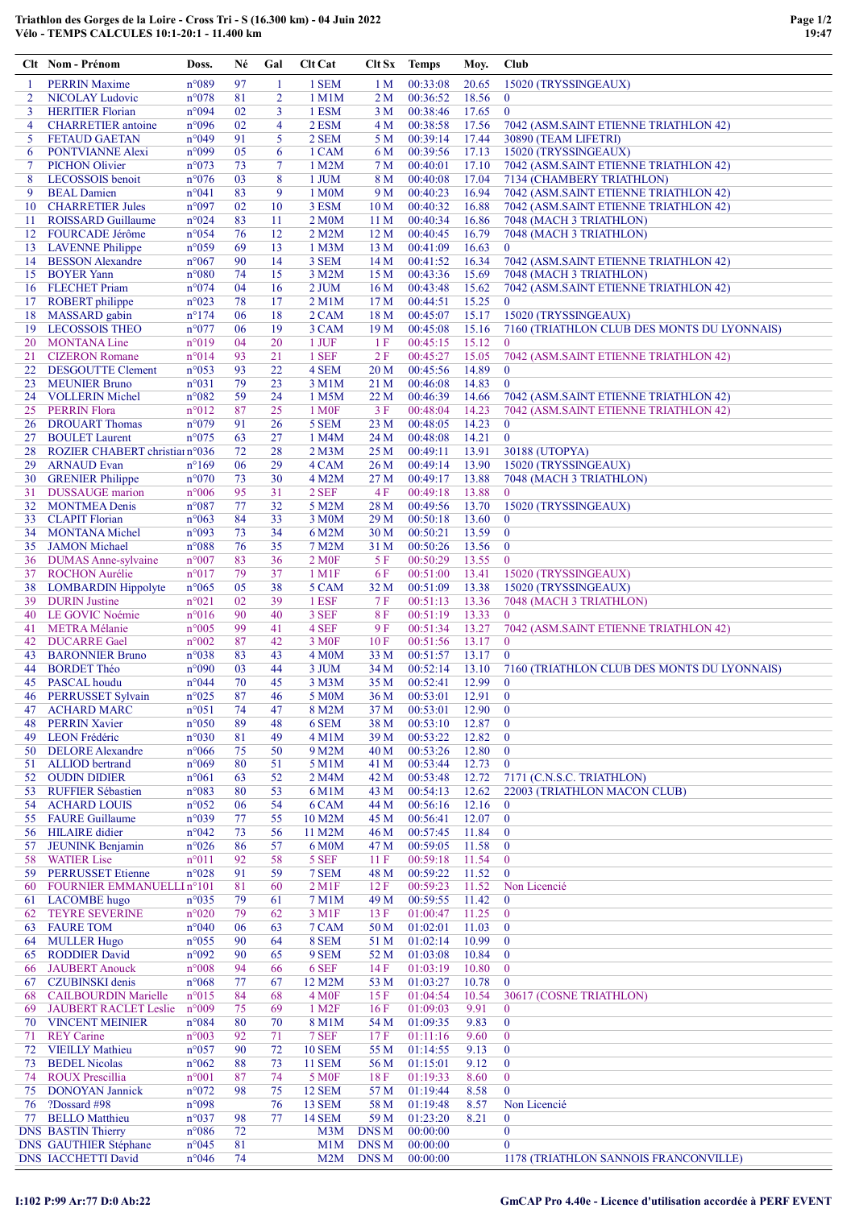# Triathlon des Gorges de la Loire - Cross Tri - S (16.300 km) - 04 Juin 2022

## Vélo - TEMPS CALCULES 10:1-20:1 - 11.400 km

| Clt | Nom - Prénom | Doss. | Né | Gal | Clt Cat | Clt Sx | Temps | Moy. | Club |
|---|---|---|---|---|---|---|---|---|---|
| 1 | PERRIN Maxime | n°089 | 97 | 1 | 1 SEM | 1 M | 00:33:08 | 20.65 | 15020 (TRYSSINGEAUX) |
| 2 | NICOLAY Ludovic | n°078 | 81 | 2 | 1 M1M | 2 M | 00:36:52 | 18.56 | 0 |
| 3 | HERITIER Florian | n°094 | 02 | 3 | 1 ESM | 3 M | 00:38:46 | 17.65 | 0 |
| 4 | CHARRETIER antoine | n°096 | 02 | 4 | 2 ESM | 4 M | 00:38:58 | 17.56 | 7042 (ASM.SAINT ETIENNE TRIATHLON 42) |
| 5 | FETAUD GAETAN | n°049 | 91 | 5 | 2 SEM | 5 M | 00:39:14 | 17.44 | 30890 (TEAM LIFETRI) |
| 6 | PONTVIANNE Alexi | n°099 | 05 | 6 | 1 CAM | 6 M | 00:39:56 | 17.13 | 15020 (TRYSSINGEAUX) |
| 7 | PICHON Olivier | n°073 | 73 | 7 | 1 M2M | 7 M | 00:40:01 | 17.10 | 7042 (ASM.SAINT ETIENNE TRIATHLON 42) |
| 8 | LECOSSOIS benoit | n°076 | 03 | 8 | 1 JUM | 8 M | 00:40:08 | 17.04 | 7134 (CHAMBERY TRIATHLON) |
| 9 | BEAL Damien | n°041 | 83 | 9 | 1 M0M | 9 M | 00:40:23 | 16.94 | 7042 (ASM.SAINT ETIENNE TRIATHLON 42) |
| 10 | CHARRETIER Jules | n°097 | 02 | 10 | 3 ESM | 10 M | 00:40:32 | 16.88 | 7042 (ASM.SAINT ETIENNE TRIATHLON 42) |
| 11 | ROISSARD Guillaume | n°024 | 83 | 11 | 2 M0M | 11 M | 00:40:34 | 16.86 | 7048 (MACH 3 TRIATHLON) |
| 12 | FOURCADE Jérôme | n°054 | 76 | 12 | 2 M2M | 12 M | 00:40:45 | 16.79 | 7048 (MACH 3 TRIATHLON) |
| 13 | LAVENNE Philippe | n°059 | 69 | 13 | 1 M3M | 13 M | 00:41:09 | 16.63 | 0 |
| 14 | BESSON Alexandre | n°067 | 90 | 14 | 3 SEM | 14 M | 00:41:52 | 16.34 | 7042 (ASM.SAINT ETIENNE TRIATHLON 42) |
| 15 | BOYER Yann | n°080 | 74 | 15 | 3 M2M | 15 M | 00:43:36 | 15.69 | 7048 (MACH 3 TRIATHLON) |
| 16 | FLECHET Priam | n°074 | 04 | 16 | 2 JUM | 16 M | 00:43:48 | 15.62 | 7042 (ASM.SAINT ETIENNE TRIATHLON 42) |
| 17 | ROBERT philippe | n°023 | 78 | 17 | 2 M1M | 17 M | 00:44:51 | 15.25 | 0 |
| 18 | MASSARD gabin | n°174 | 06 | 18 | 2 CAM | 18 M | 00:45:07 | 15.17 | 15020 (TRYSSINGEAUX) |
| 19 | LECOSSOIS THEO | n°077 | 06 | 19 | 3 CAM | 19 M | 00:45:08 | 15.16 | 7160 (TRIATHLON CLUB DES MONTS DU LYONNAIS) |
| 20 | MONTANA Line | n°019 | 04 | 20 | 1 JUF | 1 F | 00:45:15 | 15.12 | 0 |
| 21 | CIZERON Romane | n°014 | 93 | 21 | 1 SEF | 2 F | 00:45:27 | 15.05 | 7042 (ASM.SAINT ETIENNE TRIATHLON 42) |
| 22 | DESGOUTTE Clement | n°053 | 93 | 22 | 4 SEM | 20 M | 00:45:56 | 14.89 | 0 |
| 23 | MEUNIER Bruno | n°031 | 79 | 23 | 3 M1M | 21 M | 00:46:08 | 14.83 | 0 |
| 24 | VOLLERIN Michel | n°082 | 59 | 24 | 1 M5M | 22 M | 00:46:39 | 14.66 | 7042 (ASM.SAINT ETIENNE TRIATHLON 42) |
| 25 | PERRIN Flora | n°012 | 87 | 25 | 1 M0F | 3 F | 00:48:04 | 14.23 | 7042 (ASM.SAINT ETIENNE TRIATHLON 42) |
| 26 | DROUART Thomas | n°079 | 91 | 26 | 5 SEM | 23 M | 00:48:05 | 14.23 | 0 |
| 27 | BOULET Laurent | n°075 | 63 | 27 | 1 M4M | 24 M | 00:48:08 | 14.21 | 0 |
| 28 | ROZIER CHABERT christian | n°036 | 72 | 28 | 2 M3M | 25 M | 00:49:11 | 13.91 | 30188 (UTOPYA) |
| 29 | ARNAUD Evan | n°169 | 06 | 29 | 4 CAM | 26 M | 00:49:14 | 13.90 | 15020 (TRYSSINGEAUX) |
| 30 | GRENIER Philippe | n°070 | 73 | 30 | 4 M2M | 27 M | 00:49:17 | 13.88 | 7048 (MACH 3 TRIATHLON) |
| 31 | DUSSAUGE marion | n°006 | 95 | 31 | 2 SEF | 4 F | 00:49:18 | 13.88 | 0 |
| 32 | MONTMEA Denis | n°087 | 77 | 32 | 5 M2M | 28 M | 00:49:56 | 13.70 | 15020 (TRYSSINGEAUX) |
| 33 | CLAPIT Florian | n°063 | 84 | 33 | 3 M0M | 29 M | 00:50:18 | 13.60 | 0 |
| 34 | MONTANA Michel | n°093 | 73 | 34 | 6 M2M | 30 M | 00:50:21 | 13.59 | 0 |
| 35 | JAMON Michael | n°088 | 76 | 35 | 7 M2M | 31 M | 00:50:26 | 13.56 | 0 |
| 36 | DUMAS Anne-sylvaine | n°007 | 83 | 36 | 2 M0F | 5 F | 00:50:29 | 13.55 | 0 |
| 37 | ROCHON Aurélie | n°017 | 79 | 37 | 1 M1F | 6 F | 00:51:00 | 13.41 | 15020 (TRYSSINGEAUX) |
| 38 | LOMBARDIN Hippolyte | n°065 | 05 | 38 | 5 CAM | 32 M | 00:51:09 | 13.38 | 15020 (TRYSSINGEAUX) |
| 39 | DURIN Justine | n°021 | 02 | 39 | 1 ESF | 7 F | 00:51:13 | 13.36 | 7048 (MACH 3 TRIATHLON) |
| 40 | LE GOVIC Noémie | n°016 | 90 | 40 | 3 SEF | 8 F | 00:51:19 | 13.33 | 0 |
| 41 | METRA Mélanie | n°005 | 99 | 41 | 4 SEF | 9 F | 00:51:34 | 13.27 | 7042 (ASM.SAINT ETIENNE TRIATHLON 42) |
| 42 | DUCARRE Gael | n°002 | 87 | 42 | 3 M0F | 10 F | 00:51:56 | 13.17 | 0 |
| 43 | BARONNIER Bruno | n°038 | 83 | 43 | 4 M0M | 33 M | 00:51:57 | 13.17 | 0 |
| 44 | BORDET Théo | n°090 | 03 | 44 | 3 JUM | 34 M | 00:52:14 | 13.10 | 7160 (TRIATHLON CLUB DES MONTS DU LYONNAIS) |
| 45 | PASCAL houdu | n°044 | 70 | 45 | 3 M3M | 35 M | 00:52:41 | 12.99 | 0 |
| 46 | PERRUSSET Sylvain | n°025 | 87 | 46 | 5 M0M | 36 M | 00:53:01 | 12.91 | 0 |
| 47 | ACHARD MARC | n°051 | 74 | 47 | 8 M2M | 37 M | 00:53:01 | 12.90 | 0 |
| 48 | PERRIN Xavier | n°050 | 89 | 48 | 6 SEM | 38 M | 00:53:10 | 12.87 | 0 |
| 49 | LEON Frédéric | n°030 | 81 | 49 | 4 M1M | 39 M | 00:53:22 | 12.82 | 0 |
| 50 | DELORE Alexandre | n°066 | 75 | 50 | 9 M2M | 40 M | 00:53:26 | 12.80 | 0 |
| 51 | ALLIOD bertrand | n°069 | 80 | 51 | 5 M1M | 41 M | 00:53:44 | 12.73 | 0 |
| 52 | OUDIN DIDIER | n°061 | 63 | 52 | 2 M4M | 42 M | 00:53:48 | 12.72 | 7171 (C.N.S.C. TRIATHLON) |
| 53 | RUFFIER Sébastien | n°083 | 80 | 53 | 6 M1M | 43 M | 00:54:13 | 12.62 | 22003 (TRIATHLON MACON CLUB) |
| 54 | ACHARD LOUIS | n°052 | 06 | 54 | 6 CAM | 44 M | 00:56:16 | 12.16 | 0 |
| 55 | FAURE Guillaume | n°039 | 77 | 55 | 10 M2M | 45 M | 00:56:41 | 12.07 | 0 |
| 56 | HILAIRE didier | n°042 | 73 | 56 | 11 M2M | 46 M | 00:57:45 | 11.84 | 0 |
| 57 | JEUNINK Benjamin | n°026 | 86 | 57 | 6 M0M | 47 M | 00:59:05 | 11.58 | 0 |
| 58 | WATIER Lise | n°011 | 92 | 58 | 5 SEF | 11 F | 00:59:18 | 11.54 | 0 |
| 59 | PERRUSSET Etienne | n°028 | 91 | 59 | 7 SEM | 48 M | 00:59:22 | 11.52 | 0 |
| 60 | FOURNIER EMMANUELLI | n°101 | 81 | 60 | 2 M1F | 12 F | 00:59:23 | 11.52 | Non Licencié |
| 61 | LACOMBE hugo | n°035 | 79 | 61 | 7 M1M | 49 M | 00:59:55 | 11.42 | 0 |
| 62 | TEYRE SEVERINE | n°020 | 79 | 62 | 3 M1F | 13 F | 01:00:47 | 11.25 | 0 |
| 63 | FAURE TOM | n°040 | 06 | 63 | 7 CAM | 50 M | 01:02:01 | 11.03 | 0 |
| 64 | MULLER Hugo | n°055 | 90 | 64 | 8 SEM | 51 M | 01:02:14 | 10.99 | 0 |
| 65 | RODDIER David | n°092 | 90 | 65 | 9 SEM | 52 M | 01:03:08 | 10.84 | 0 |
| 66 | JAUBERT Anouck | n°008 | 94 | 66 | 6 SEF | 14 F | 01:03:19 | 10.80 | 0 |
| 67 | CZUBINSKI denis | n°068 | 77 | 67 | 12 M2M | 53 M | 01:03:27 | 10.78 | 0 |
| 68 | CAILBOURDIN Marielle | n°015 | 84 | 68 | 4 M0F | 15 F | 01:04:54 | 10.54 | 30617 (COSNE TRIATHLON) |
| 69 | JAUBERT RACLET Leslie | n°009 | 75 | 69 | 1 M2F | 16 F | 01:09:03 | 9.91 | 0 |
| 70 | VINCENT MEINIER | n°084 | 80 | 70 | 8 M1M | 54 M | 01:09:35 | 9.83 | 0 |
| 71 | REY Carine | n°003 | 92 | 71 | 7 SEF | 17 F | 01:11:16 | 9.60 | 0 |
| 72 | VIEILLY Mathieu | n°057 | 90 | 72 | 10 SEM | 55 M | 01:14:55 | 9.13 | 0 |
| 73 | BEDEL Nicolas | n°062 | 88 | 73 | 11 SEM | 56 M | 01:15:01 | 9.12 | 0 |
| 74 | ROUX Prescillia | n°001 | 87 | 74 | 5 M0F | 18 F | 01:19:33 | 8.60 | 0 |
| 75 | DONOYAN Jannick | n°072 | 98 | 75 | 12 SEM | 57 M | 01:19:44 | 8.58 | 0 |
| 76 | ?Dossard #98 | n°098 | | 76 | 13 SEM | 58 M | 01:19:48 | 8.57 | Non Licencié |
| 77 | BELLO Matthieu | n°037 | 98 | 77 | 14 SEM | 59 M | 01:23:20 | 8.21 | 0 |
| DNS | BASTIN Thierry | n°086 | 72 | | M3M | DNS M | 00:00:00 | | 0 |
| DNS | GAUTHIER Stéphane | n°045 | 81 | | M1M | DNS M | 00:00:00 | | 0 |
| DNS | IACCHETTI David | n°046 | 74 | | M2M | DNS M | 00:00:00 | | 1178 (TRIATHLON SANNOIS FRANCONVILLE) |

I:102 P:99 Ar:77 D:0 Ab:22

GmCAP Pro 4.40e - Licence d'utilisation accordée à PERF EVENT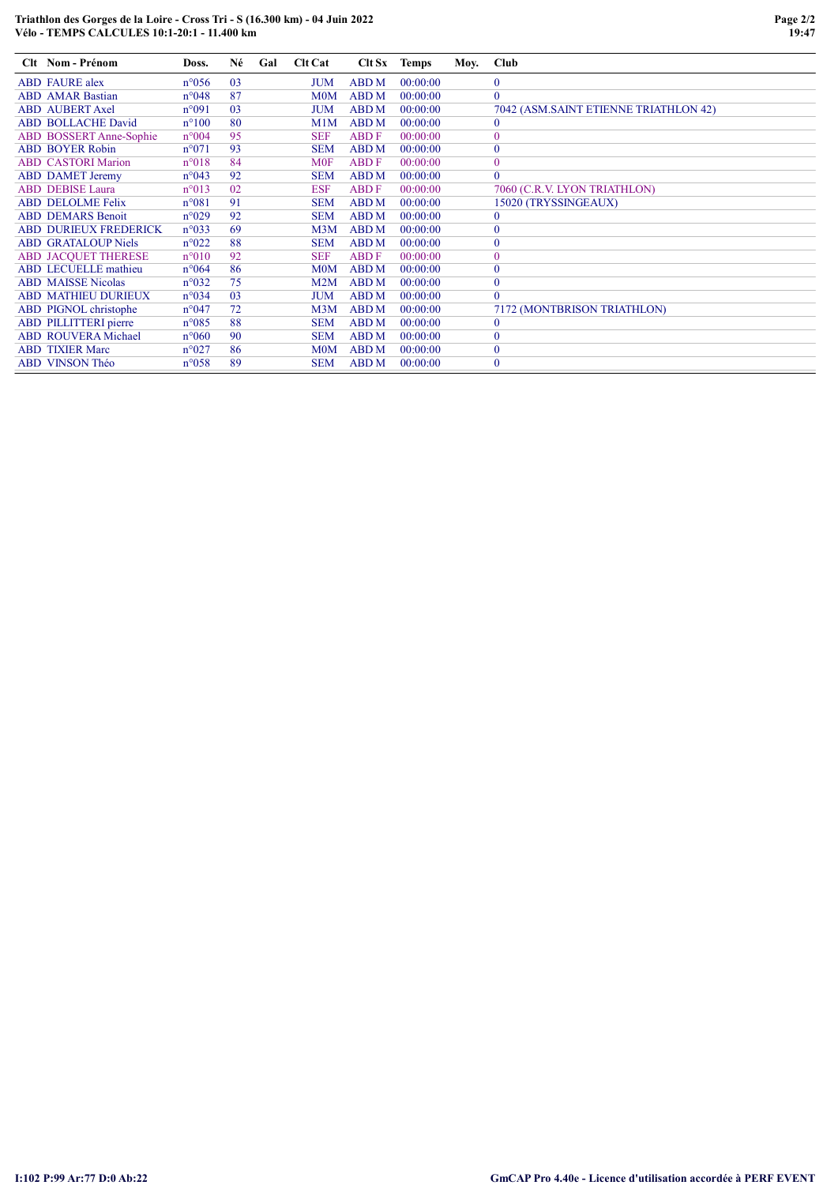**Triathlon des Gorges de la Loire - Cross Tri - S (16.300 km) - 04 Juin 2022**
**Vélo - TEMPS CALCULES 10:1-20:1 - 11.400 km**

| Clt | Nom - Prénom | Doss. | Né | Gal | Clt Cat | Clt Sx | Temps | Moy. | Club |
|---|---|---|---|---|---|---|---|---|---|
| ABD | FAURE alex | n°056 | 03 | | JUM | ABD M | 00:00:00 | | 0 |
| ABD | AMAR Bastian | n°048 | 87 | | M0M | ABD M | 00:00:00 | | 0 |
| ABD | AUBERT Axel | n°091 | 03 | | JUM | ABD M | 00:00:00 | | 7042 (ASM.SAINT ETIENNE TRIATHLON 42) |
| ABD | BOLLACHE David | n°100 | 80 | | M1M | ABD M | 00:00:00 | | 0 |
| ABD | BOSSERT Anne-Sophie | n°004 | 95 | | SEF | ABD F | 00:00:00 | | 0 |
| ABD | BOYER Robin | n°071 | 93 | | SEM | ABD M | 00:00:00 | | 0 |
| ABD | CASTORI Marion | n°018 | 84 | | M0F | ABD F | 00:00:00 | | 0 |
| ABD | DAMET Jeremy | n°043 | 92 | | SEM | ABD M | 00:00:00 | | 0 |
| ABD | DEBISE Laura | n°013 | 02 | | ESF | ABD F | 00:00:00 | | 7060 (C.R.V. LYON TRIATHLON) |
| ABD | DELOLME Felix | n°081 | 91 | | SEM | ABD M | 00:00:00 | | 15020 (TRYSSINGEAUX) |
| ABD | DEMARS Benoit | n°029 | 92 | | SEM | ABD M | 00:00:00 | | 0 |
| ABD | DURIEUX FREDERICK | n°033 | 69 | | M3M | ABD M | 00:00:00 | | 0 |
| ABD | GRATALOUP Niels | n°022 | 88 | | SEM | ABD M | 00:00:00 | | 0 |
| ABD | JACQUET THERESE | n°010 | 92 | | SEF | ABD F | 00:00:00 | | 0 |
| ABD | LECUELLE mathieu | n°064 | 86 | | M0M | ABD M | 00:00:00 | | 0 |
| ABD | MAISSE Nicolas | n°032 | 75 | | M2M | ABD M | 00:00:00 | | 0 |
| ABD | MATHIEU DURIEUX | n°034 | 03 | | JUM | ABD M | 00:00:00 | | 0 |
| ABD | PIGNOL christophe | n°047 | 72 | | M3M | ABD M | 00:00:00 | | 7172 (MONTBRISON TRIATHLON) |
| ABD | PILLITTERI pierre | n°085 | 88 | | SEM | ABD M | 00:00:00 | | 0 |
| ABD | ROUVERA Michael | n°060 | 90 | | SEM | ABD M | 00:00:00 | | 0 |
| ABD | TIXIER Marc | n°027 | 86 | | M0M | ABD M | 00:00:00 | | 0 |
| ABD | VINSON Théo | n°058 | 89 | | SEM | ABD M | 00:00:00 | | 0 |

I:102 P:99 Ar:77 D:0 Ab:22

GmCAP Pro 4.40e - Licence d'utilisation accordée à PERF EVENT